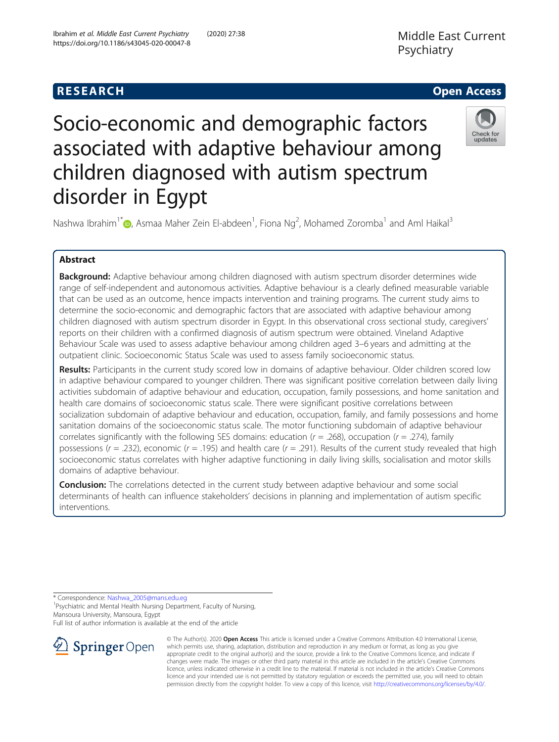RESEARCH

Open Access

# Socio-economic and demographic factors associated with adaptive behaviour among children diagnosed with autism spectrum disorder in Egypt

Nashwa Ibrahim[1*], Asmaa Maher Zein El-abdeen[1], Fiona Ng[2], Mohamed Zoromba[1] and Aml Haikal[3]

## Abstract

**Background:** Adaptive behaviour among children diagnosed with autism spectrum disorder determines wide range of self-independent and autonomous activities. Adaptive behaviour is a clearly defined measurable variable that can be used as an outcome, hence impacts intervention and training programs. The current study aims to determine the socio-economic and demographic factors that are associated with adaptive behaviour among children diagnosed with autism spectrum disorder in Egypt. In this observational cross sectional study, caregivers' reports on their children with a confirmed diagnosis of autism spectrum were obtained. Vineland Adaptive Behaviour Scale was used to assess adaptive behaviour among children aged 3–6 years and admitting at the outpatient clinic. Socioeconomic Status Scale was used to assess family socioeconomic status.

**Results:** Participants in the current study scored low in domains of adaptive behaviour. Older children scored low in adaptive behaviour compared to younger children. There was significant positive correlation between daily living activities subdomain of adaptive behaviour and education, occupation, family possessions, and home sanitation and health care domains of socioeconomic status scale. There were significant positive correlations between socialization subdomain of adaptive behaviour and education, occupation, family, and family possessions and home sanitation domains of the socioeconomic status scale. The motor functioning subdomain of adaptive behaviour correlates significantly with the following SES domains: education ($r = .268$), occupation ($r = .274$), family possessions ($r = .232$), economic ($r = .195$) and health care ($r = .291$). Results of the current study revealed that high socioeconomic status correlates with higher adaptive functioning in daily living skills, socialisation and motor skills domains of adaptive behaviour.

**Conclusion:** The correlations detected in the current study between adaptive behaviour and some social determinants of health can influence stakeholders' decisions in planning and implementation of autism specific interventions.

---

\* Correspondence: Nashwa_2005@mans.edu.eg
[1]Psychiatric and Mental Health Nursing Department, Faculty of Nursing, Mansoura University, Mansoura, Egypt
Full list of author information is available at the end of the article

© The Author(s). 2020 **Open Access** This article is licensed under a Creative Commons Attribution 4.0 International License, which permits use, sharing, adaptation, distribution and reproduction in any medium or format, as long as you give appropriate credit to the original author(s) and the source, provide a link to the Creative Commons licence, and indicate if changes were made. The images or other third party material in this article are included in the article's Creative Commons licence, unless indicated otherwise in a credit line to the material. If material is not included in the article's Creative Commons licence and your intended use is not permitted by statutory regulation or exceeds the permitted use, you will need to obtain permission directly from the copyright holder. To view a copy of this licence, visit http://creativecommons.org/licenses/by/4.0/.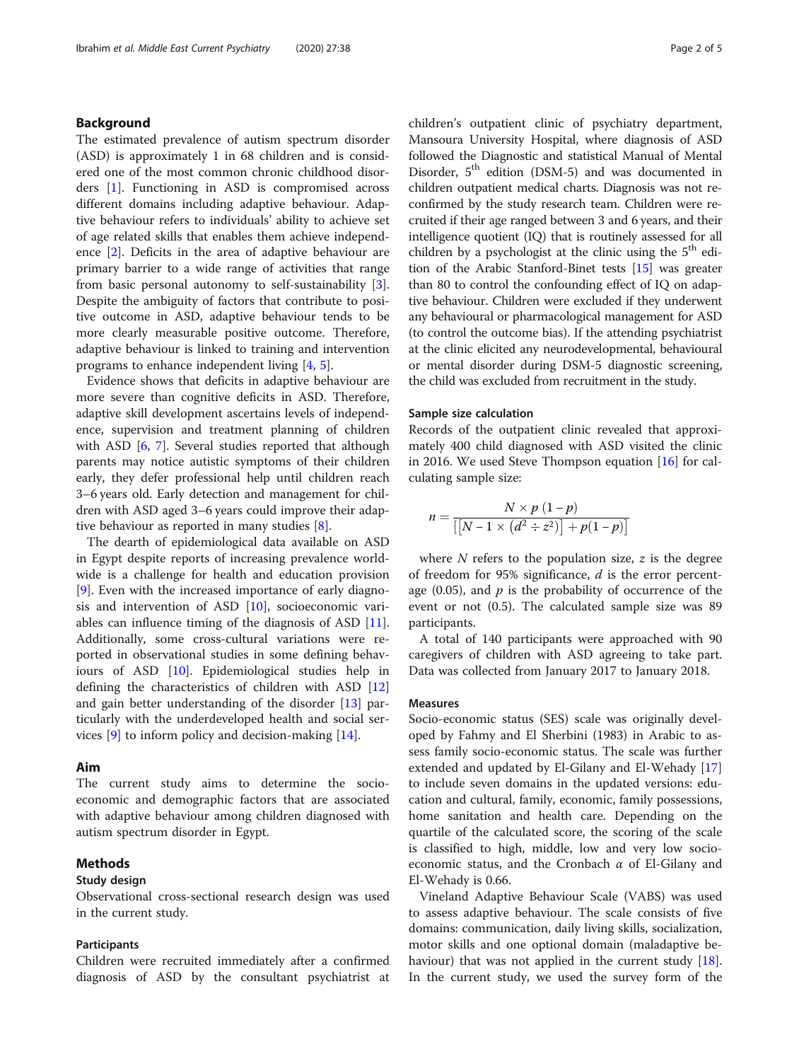## Background

The estimated prevalence of autism spectrum disorder (ASD) is approximately 1 in 68 children and is considered one of the most common chronic childhood disorders [1]. Functioning in ASD is compromised across different domains including adaptive behaviour. Adaptive behaviour refers to individuals' ability to achieve set of age related skills that enables them achieve independence [2]. Deficits in the area of adaptive behaviour are primary barrier to a wide range of activities that range from basic personal autonomy to self-sustainability [3]. Despite the ambiguity of factors that contribute to positive outcome in ASD, adaptive behaviour tends to be more clearly measurable positive outcome. Therefore, adaptive behaviour is linked to training and intervention programs to enhance independent living [4, 5].

Evidence shows that deficits in adaptive behaviour are more severe than cognitive deficits in ASD. Therefore, adaptive skill development ascertains levels of independence, supervision and treatment planning of children with ASD [6, 7]. Several studies reported that although parents may notice autistic symptoms of their children early, they defer professional help until children reach 3–6 years old. Early detection and management for children with ASD aged 3–6 years could improve their adaptive behaviour as reported in many studies [8].

The dearth of epidemiological data available on ASD in Egypt despite reports of increasing prevalence worldwide is a challenge for health and education provision [9]. Even with the increased importance of early diagnosis and intervention of ASD [10], socioeconomic variables can influence timing of the diagnosis of ASD [11]. Additionally, some cross-cultural variations were reported in observational studies in some defining behaviours of ASD [10]. Epidemiological studies help in defining the characteristics of children with ASD [12] and gain better understanding of the disorder [13] particularly with the underdeveloped health and social services [9] to inform policy and decision-making [14].

## Aim

The current study aims to determine the socioeconomic and demographic factors that are associated with adaptive behaviour among children diagnosed with autism spectrum disorder in Egypt.

## Methods

### Study design

Observational cross-sectional research design was used in the current study.

### Participants

Children were recruited immediately after a confirmed diagnosis of ASD by the consultant psychiatrist at children's outpatient clinic of psychiatry department, Mansoura University Hospital, where diagnosis of ASD followed the Diagnostic and statistical Manual of Mental Disorder, 5th edition (DSM-5) and was documented in children outpatient medical charts. Diagnosis was not reconfirmed by the study research team. Children were recruited if their age ranged between 3 and 6 years, and their intelligence quotient (IQ) that is routinely assessed for all children by a psychologist at the clinic using the 5th edition of the Arabic Stanford-Binet tests [15] was greater than 80 to control the confounding effect of IQ on adaptive behaviour. Children were excluded if they underwent any behavioural or pharmacological management for ASD (to control the outcome bias). If the attending psychiatrist at the clinic elicited any neurodevelopmental, behavioural or mental disorder during DSM-5 diagnostic screening, the child was excluded from recruitment in the study.

### Sample size calculation

Records of the outpatient clinic revealed that approximately 400 child diagnosed with ASD visited the clinic in 2016. We used Steve Thompson equation [16] for calculating sample size:

$$n = \frac{N \times p\,(1-p)}{\left[\left[N-1 \times \left(d^2 \div z^2\right)\right] + p(1-p)\right]}$$

where $N$ refers to the population size, $z$ is the degree of freedom for 95% significance, $d$ is the error percentage (0.05), and $p$ is the probability of occurrence of the event or not (0.5). The calculated sample size was 89 participants.

A total of 140 participants were approached with 90 caregivers of children with ASD agreeing to take part. Data was collected from January 2017 to January 2018.

### Measures

Socio-economic status (SES) scale was originally developed by Fahmy and El Sherbini (1983) in Arabic to assess family socio-economic status. The scale was further extended and updated by El-Gilany and El-Wehady [17] to include seven domains in the updated versions: education and cultural, family, economic, family possessions, home sanitation and health care. Depending on the quartile of the calculated score, the scoring of the scale is classified to high, middle, low and very low socio-economic status, and the Cronbach $\alpha$ of El-Gilany and El-Wehady is 0.66.

Vineland Adaptive Behaviour Scale (VABS) was used to assess adaptive behaviour. The scale consists of five domains: communication, daily living skills, socialization, motor skills and one optional domain (maladaptive behaviour) that was not applied in the current study [18]. In the current study, we used the survey form of the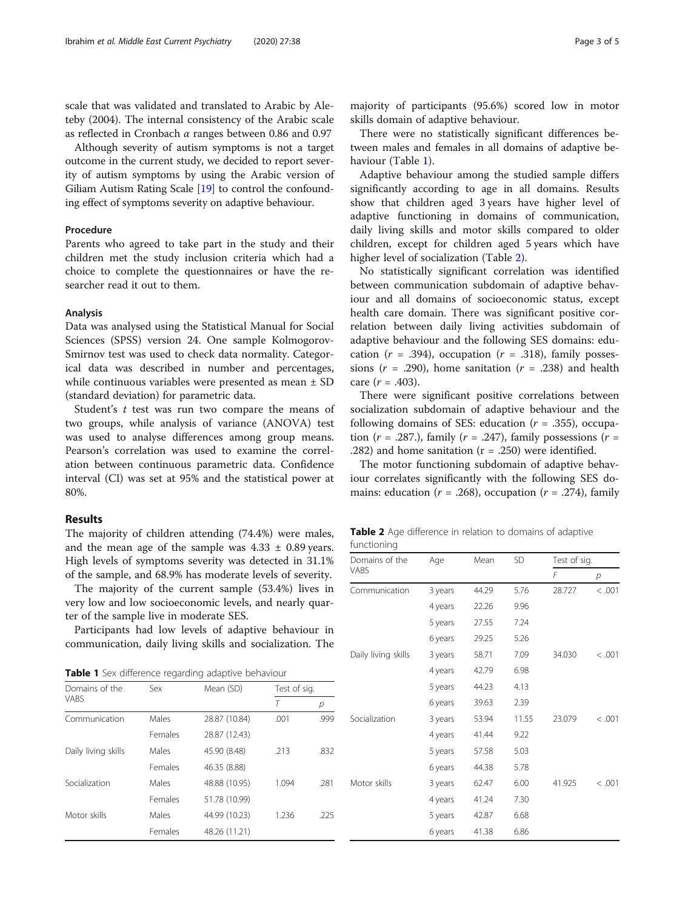scale that was validated and translated to Arabic by Aleteby (2004). The internal consistency of the Arabic scale as reflected in Cronbach $\alpha$ ranges between 0.86 and 0.97

Although severity of autism symptoms is not a target outcome in the current study, we decided to report severity of autism symptoms by using the Arabic version of Giliam Autism Rating Scale [19] to control the confounding effect of symptoms severity on adaptive behaviour.

### Procedure

Parents who agreed to take part in the study and their children met the study inclusion criteria which had a choice to complete the questionnaires or have the researcher read it out to them.

### Analysis

Data was analysed using the Statistical Manual for Social Sciences (SPSS) version 24. One sample Kolmogorov-Smirnov test was used to check data normality. Categorical data was described in number and percentages, while continuous variables were presented as mean ± SD (standard deviation) for parametric data.

Student's *t* test was run two compare the means of two groups, while analysis of variance (ANOVA) test was used to analyse differences among group means. Pearson's correlation was used to examine the correlation between continuous parametric data. Confidence interval (CI) was set at 95% and the statistical power at 80%.

## Results

The majority of children attending (74.4%) were males, and the mean age of the sample was 4.33 ± 0.89 years. High levels of symptoms severity was detected in 31.1% of the sample, and 68.9% has moderate levels of severity.

The majority of the current sample (53.4%) lives in very low and low socioeconomic levels, and nearly quarter of the sample live in moderate SES.

Participants had low levels of adaptive behaviour in communication, daily living skills and socialization. The majority of participants (95.6%) scored low in motor skills domain of adaptive behaviour.

There were no statistically significant differences between males and females in all domains of adaptive behaviour (Table 1).

Adaptive behaviour among the studied sample differs significantly according to age in all domains. Results show that children aged 3 years have higher level of adaptive functioning in domains of communication, daily living skills and motor skills compared to older children, except for children aged 5 years which have higher level of socialization (Table 2).

No statistically significant correlation was identified between communication subdomain of adaptive behaviour and all domains of socioeconomic status, except health care domain. There was significant positive correlation between daily living activities subdomain of adaptive behaviour and the following SES domains: education ($r$ = .394), occupation ($r$ = .318), family possessions ($r$ = .290), home sanitation ($r$ = .238) and health care ($r$ = .403).

There were significant positive correlations between socialization subdomain of adaptive behaviour and the following domains of SES: education ($r$ = .355), occupation ($r$ = .287.), family ($r$ = .247), family possessions ($r$ = .282) and home sanitation ($r$ = .250) were identified.

The motor functioning subdomain of adaptive behaviour correlates significantly with the following SES domains: education ($r$ = .268), occupation ($r$ = .274), family

**Table 1** Sex difference regarding adaptive behaviour

| Domains of the VABS | Sex | Mean (SD) | Test of sig. | |
|---|---|---|---|---|
| | | | *T* | *p* |
| Communication | Males | 28.87 (10.84) | .001 | .999 |
| | Females | 28.87 (12.43) | | |
| Daily living skills | Males | 45.90 (8.48) | .213 | .832 |
| | Females | 46.35 (8.88) | | |
| Socialization | Males | 48.88 (10.95) | 1.094 | .281 |
| | Females | 51.78 (10.99) | | |
| Motor skills | Males | 44.99 (10.23) | 1.236 | .225 |
| | Females | 48.26 (11.21) | | |

**Table 2** Age difference in relation to domains of adaptive functioning

| Domains of the VABS | Age | Mean | SD | Test of sig. | |
|---|---|---|---|---|---|
| | | | | *F* | *p* |
| Communication | 3 years | 44.29 | 5.76 | 28.727 | < .001 |
| | 4 years | 22.26 | 9.96 | | |
| | 5 years | 27.55 | 7.24 | | |
| | 6 years | 29.25 | 5.26 | | |
| Daily living skills | 3 years | 58.71 | 7.09 | 34.030 | < .001 |
| | 4 years | 42.79 | 6.98 | | |
| | 5 years | 44.23 | 4.13 | | |
| | 6 years | 39.63 | 2.39 | | |
| Socialization | 3 years | 53.94 | 11.55 | 23.079 | < .001 |
| | 4 years | 41.44 | 9.22 | | |
| | 5 years | 57.58 | 5.03 | | |
| | 6 years | 44.38 | 5.78 | | |
| Motor skills | 3 years | 62.47 | 6.00 | 41.925 | < .001 |
| | 4 years | 41.24 | 7.30 | | |
| | 5 years | 42.87 | 6.68 | | |
| | 6 years | 41.38 | 6.86 | | |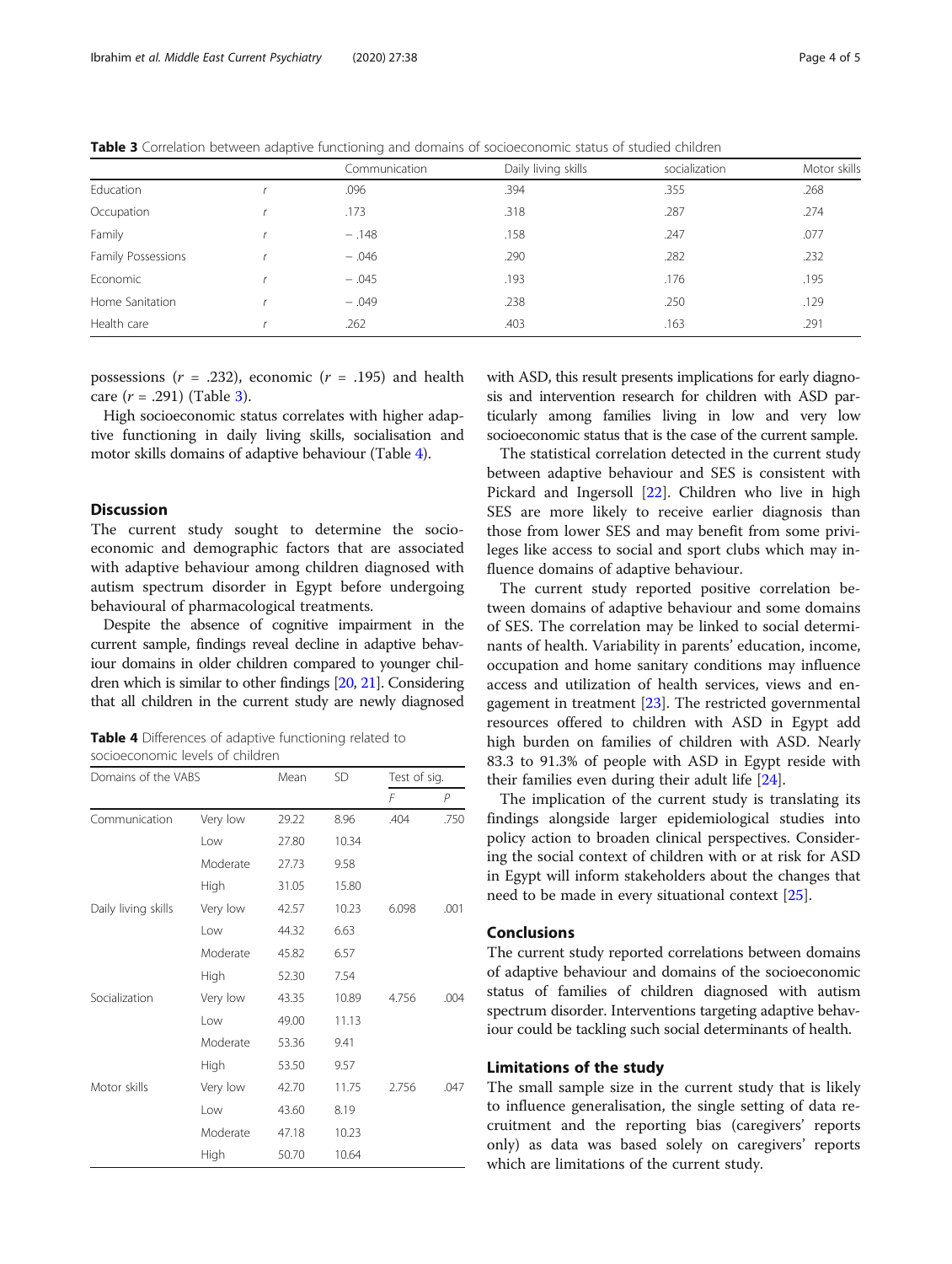**Table 3** Correlation between adaptive functioning and domains of socioeconomic status of studied children

| | | Communication | Daily living skills | socialization | Motor skills |
|---|---|---|---|---|---|
| Education | *r* | .096 | .394 | .355 | .268 |
| Occupation | *r* | .173 | .318 | .287 | .274 |
| Family | *r* | − .148 | .158 | .247 | .077 |
| Family Possessions | *r* | − .046 | .290 | .282 | .232 |
| Economic | *r* | − .045 | .193 | .176 | .195 |
| Home Sanitation | *r* | − .049 | .238 | .250 | .129 |
| Health care | *r* | .262 | .403 | .163 | .291 |

possessions ($r$ = .232), economic ($r$ = .195) and health care ($r$ = .291) (Table 3).

High socioeconomic status correlates with higher adaptive functioning in daily living skills, socialisation and motor skills domains of adaptive behaviour (Table 4).

## Discussion

The current study sought to determine the socioeconomic and demographic factors that are associated with adaptive behaviour among children diagnosed with autism spectrum disorder in Egypt before undergoing behavioural of pharmacological treatments.

Despite the absence of cognitive impairment in the current sample, findings reveal decline in adaptive behaviour domains in older children compared to younger children which is similar to other findings [20, 21]. Considering that all children in the current study are newly diagnosed with ASD, this result presents implications for early diagnosis and intervention research for children with ASD particularly among families living in low and very low socioeconomic status that is the case of the current sample.

**Table 4** Differences of adaptive functioning related to socioeconomic levels of children

| Domains of the VABS | | Mean | SD | Test of sig. | |
|---|---|---|---|---|---|
| | | | | *F* | *P* |
| Communication | Very low | 29.22 | 8.96 | .404 | .750 |
| | Low | 27.80 | 10.34 | | |
| | Moderate | 27.73 | 9.58 | | |
| | High | 31.05 | 15.80 | | |
| Daily living skills | Very low | 42.57 | 10.23 | 6.098 | .001 |
| | Low | 44.32 | 6.63 | | |
| | Moderate | 45.82 | 6.57 | | |
| | High | 52.30 | 7.54 | | |
| Socialization | Very low | 43.35 | 10.89 | 4.756 | .004 |
| | Low | 49.00 | 11.13 | | |
| | Moderate | 53.36 | 9.41 | | |
| | High | 53.50 | 9.57 | | |
| Motor skills | Very low | 42.70 | 11.75 | 2.756 | .047 |
| | Low | 43.60 | 8.19 | | |
| | Moderate | 47.18 | 10.23 | | |
| | High | 50.70 | 10.64 | | |

The statistical correlation detected in the current study between adaptive behaviour and SES is consistent with Pickard and Ingersoll [22]. Children who live in high SES are more likely to receive earlier diagnosis than those from lower SES and may benefit from some privileges like access to social and sport clubs which may influence domains of adaptive behaviour.

The current study reported positive correlation between domains of adaptive behaviour and some domains of SES. The correlation may be linked to social determinants of health. Variability in parents' education, income, occupation and home sanitary conditions may influence access and utilization of health services, views and engagement in treatment [23]. The restricted governmental resources offered to children with ASD in Egypt add high burden on families of children with ASD. Nearly 83.3 to 91.3% of people with ASD in Egypt reside with their families even during their adult life [24].

The implication of the current study is translating its findings alongside larger epidemiological studies into policy action to broaden clinical perspectives. Considering the social context of children with or at risk for ASD in Egypt will inform stakeholders about the changes that need to be made in every situational context [25].

## Conclusions

The current study reported correlations between domains of adaptive behaviour and domains of the socioeconomic status of families of children diagnosed with autism spectrum disorder. Interventions targeting adaptive behaviour could be tackling such social determinants of health.

## Limitations of the study

The small sample size in the current study that is likely to influence generalisation, the single setting of data recruitment and the reporting bias (caregivers' reports only) as data was based solely on caregivers' reports which are limitations of the current study.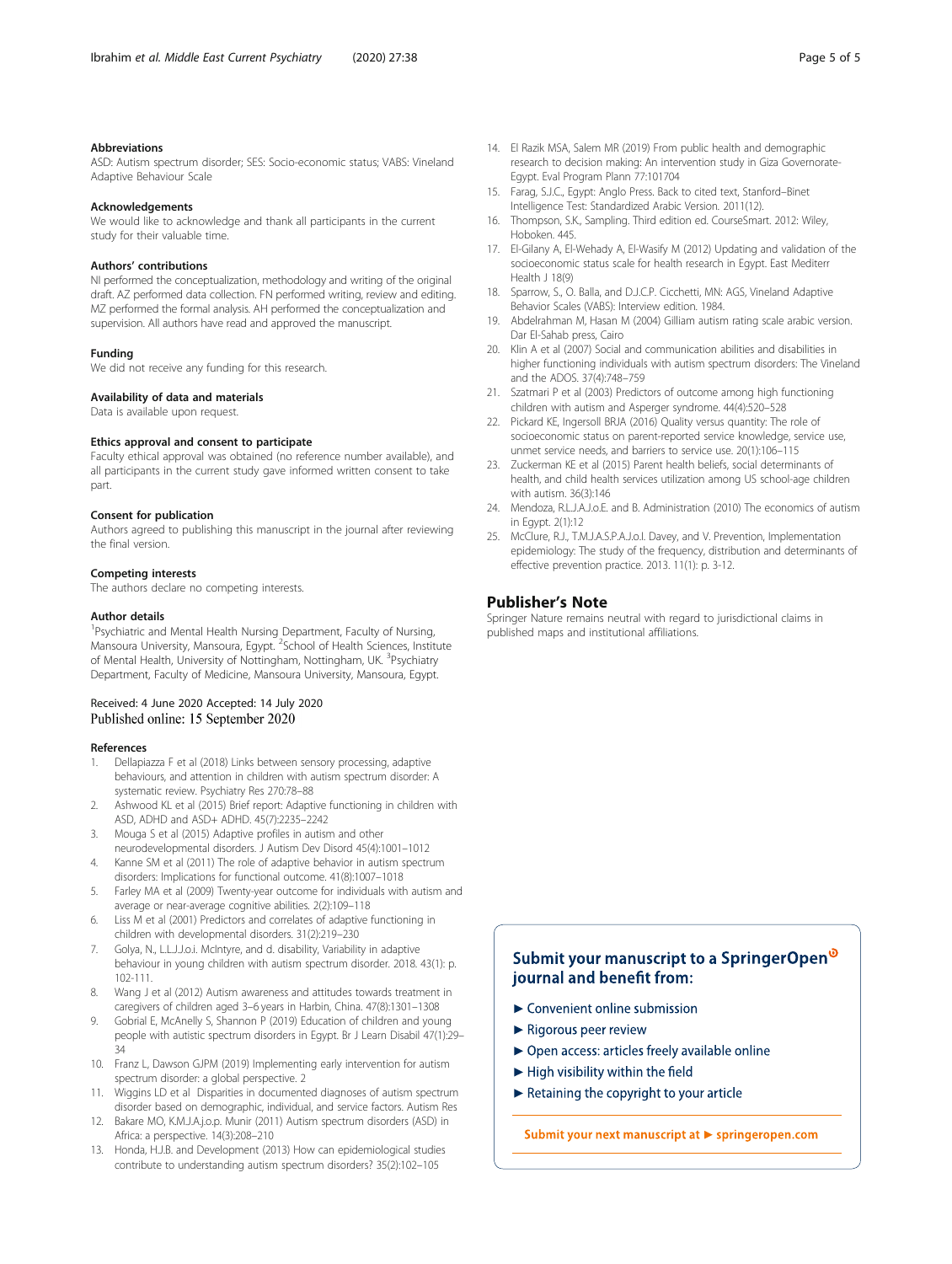### Abbreviations

ASD: Autism spectrum disorder; SES: Socio-economic status; VABS: Vineland Adaptive Behaviour Scale

### Acknowledgements

We would like to acknowledge and thank all participants in the current study for their valuable time.

### Authors' contributions

NI performed the conceptualization, methodology and writing of the original draft. AZ performed data collection. FN performed writing, review and editing. MZ performed the formal analysis. AH performed the conceptualization and supervision. All authors have read and approved the manuscript.

### Funding

We did not receive any funding for this research.

### Availability of data and materials

Data is available upon request.

### Ethics approval and consent to participate

Faculty ethical approval was obtained (no reference number available), and all participants in the current study gave informed written consent to take part.

### Consent for publication

Authors agreed to publishing this manuscript in the journal after reviewing the final version.

### Competing interests

The authors declare no competing interests.

### Author details

[1]Psychiatric and Mental Health Nursing Department, Faculty of Nursing, Mansoura University, Mansoura, Egypt. [2]School of Health Sciences, Institute of Mental Health, University of Nottingham, Nottingham, UK. [3]Psychiatry Department, Faculty of Medicine, Mansoura University, Mansoura, Egypt.

Received: 4 June 2020 Accepted: 14 July 2020
Published online: 15 September 2020

### References

1. Dellapiazza F et al (2018) Links between sensory processing, adaptive behaviours, and attention in children with autism spectrum disorder: A systematic review. Psychiatry Res 270:78–88
2. Ashwood KL et al (2015) Brief report: Adaptive functioning in children with ASD, ADHD and ASD+ ADHD. 45(7):2235–2242
3. Mouga S et al (2015) Adaptive profiles in autism and other neurodevelopmental disorders. J Autism Dev Disord 45(4):1001–1012
4. Kanne SM et al (2011) The role of adaptive behavior in autism spectrum disorders: Implications for functional outcome. 41(8):1007–1018
5. Farley MA et al (2009) Twenty-year outcome for individuals with autism and average or near-average cognitive abilities. 2(2):109–118
6. Liss M et al (2001) Predictors and correlates of adaptive functioning in children with developmental disorders. 31(2):219–230
7. Golya, N., L.J.J.o.i. McIntyre, and d. disability, Variability in adaptive behaviour in young children with autism spectrum disorder. 2018. 43(1): p. 102-111.
8. Wang J et al (2012) Autism awareness and attitudes towards treatment in caregivers of children aged 3–6 years in Harbin, China. 47(8):1301–1308
9. Gobrial E, McAnelly S, Shannon P (2019) Education of children and young people with autistic spectrum disorders in Egypt. Br J Learn Disabil 47(1):29–34
10. Franz L, Dawson GJPM (2019) Implementing early intervention for autism spectrum disorder: a global perspective. 2
11. Wiggins LD et al Disparities in documented diagnoses of autism spectrum disorder based on demographic, individual, and service factors. Autism Res
12. Bakare MO, K.M.J.A.j.o.p. Munir (2011) Autism spectrum disorders (ASD) in Africa: a perspective. 14(3):208–210
13. Honda, H.J.B. and Development (2013) How can epidemiological studies contribute to understanding autism spectrum disorders? 35(2):102–105
14. El Razik MSA, Salem MR (2019) From public health and demographic research to decision making: An intervention study in Giza Governorate-Egypt. Eval Program Plann 77:101704
15. Farag, S.J.C., Egypt: Anglo Press. Back to cited text, Stanford–Binet Intelligence Test: Standardized Arabic Version. 2011(12).
16. Thompson, S.K., Sampling. Third edition ed. CourseSmart. 2012: Wiley, Hoboken. 445.
17. El-Gilany A, El-Wehady A, El-Wasify M (2012) Updating and validation of the socioeconomic status scale for health research in Egypt. East Mediterr Health J 18(9)
18. Sparrow, S., O. Balla, and D.J.C.P. Cicchetti, MN: AGS, Vineland Adaptive Behavior Scales (VABS): Interview edition. 1984.
19. Abdelrahman M, Hasan M (2004) Gilliam autism rating scale arabic version. Dar El-Sahab press, Cairo
20. Klin A et al (2007) Social and communication abilities and disabilities in higher functioning individuals with autism spectrum disorders: The Vineland and the ADOS. 37(4):748–759
21. Szatmari P et al (2003) Predictors of outcome among high functioning children with autism and Asperger syndrome. 44(4):520–528
22. Pickard KE, Ingersoll BRJA (2016) Quality versus quantity: The role of socioeconomic status on parent-reported service knowledge, service use, unmet service needs, and barriers to service use. 20(1):106–115
23. Zuckerman KE et al (2015) Parent health beliefs, social determinants of health, and child health services utilization among US school-age children with autism. 36(3):146
24. Mendoza, R.L.J.A.J.o.E. and B. Administration (2010) The economics of autism in Egypt. 2(1):12
25. McClure, R.J., T.M.J.A.S.P.A.J.o.I. Davey, and V. Prevention, Implementation epidemiology: The study of the frequency, distribution and determinants of effective prevention practice. 2013. 11(1): p. 3-12.

## Publisher's Note

Springer Nature remains neutral with regard to jurisdictional claims in published maps and institutional affiliations.

**Submit your manuscript to a SpringerOpen journal and benefit from:**

- ► Convenient online submission
- ► Rigorous peer review
- ► Open access: articles freely available online
- ► High visibility within the field
- ► Retaining the copyright to your article

**Submit your next manuscript at ► springeropen.com**